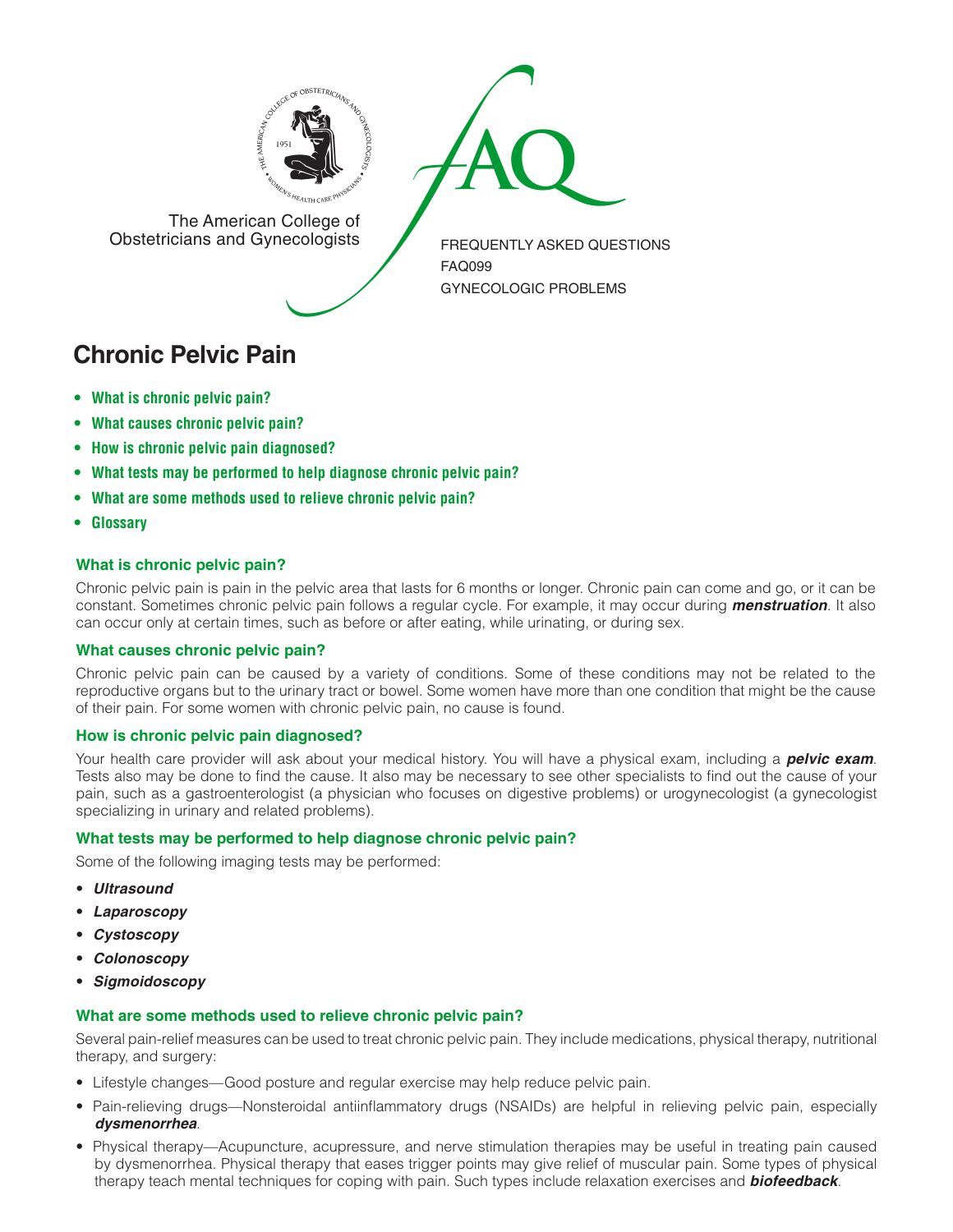The American College of Obstetricians and Gynecologists

FREQUENTLY ASKED QUESTIONS
FAQ099
GYNECOLOGIC PROBLEMS

# Chronic Pelvic Pain

- **What is chronic pelvic pain?**
- **What causes chronic pelvic pain?**
- **How is chronic pelvic pain diagnosed?**
- **What tests may be performed to help diagnose chronic pelvic pain?**
- **What are some methods used to relieve chronic pelvic pain?**
- **Glossary**

### What is chronic pelvic pain?

Chronic pelvic pain is pain in the pelvic area that lasts for 6 months or longer. Chronic pain can come and go, or it can be constant. Sometimes chronic pelvic pain follows a regular cycle. For example, it may occur during ***menstruation***. It also can occur only at certain times, such as before or after eating, while urinating, or during sex.

### What causes chronic pelvic pain?

Chronic pelvic pain can be caused by a variety of conditions. Some of these conditions may not be related to the reproductive organs but to the urinary tract or bowel. Some women have more than one condition that might be the cause of their pain. For some women with chronic pelvic pain, no cause is found.

### How is chronic pelvic pain diagnosed?

Your health care provider will ask about your medical history. You will have a physical exam, including a ***pelvic exam***. Tests also may be done to find the cause. It also may be necessary to see other specialists to find out the cause of your pain, such as a gastroenterologist (a physician who focuses on digestive problems) or urogynecologist (a gynecologist specializing in urinary and related problems).

### What tests may be performed to help diagnose chronic pelvic pain?

Some of the following imaging tests may be performed:

- ***Ultrasound***
- ***Laparoscopy***
- ***Cystoscopy***
- ***Colonoscopy***
- ***Sigmoidoscopy***

### What are some methods used to relieve chronic pelvic pain?

Several pain-relief measures can be used to treat chronic pelvic pain. They include medications, physical therapy, nutritional therapy, and surgery:

- Lifestyle changes—Good posture and regular exercise may help reduce pelvic pain.
- Pain-relieving drugs—Nonsteroidal antiinflammatory drugs (NSAIDs) are helpful in relieving pelvic pain, especially ***dysmenorrhea***.
- Physical therapy—Acupuncture, acupressure, and nerve stimulation therapies may be useful in treating pain caused by dysmenorrhea. Physical therapy that eases trigger points may give relief of muscular pain. Some types of physical therapy teach mental techniques for coping with pain. Such types include relaxation exercises and ***biofeedback***.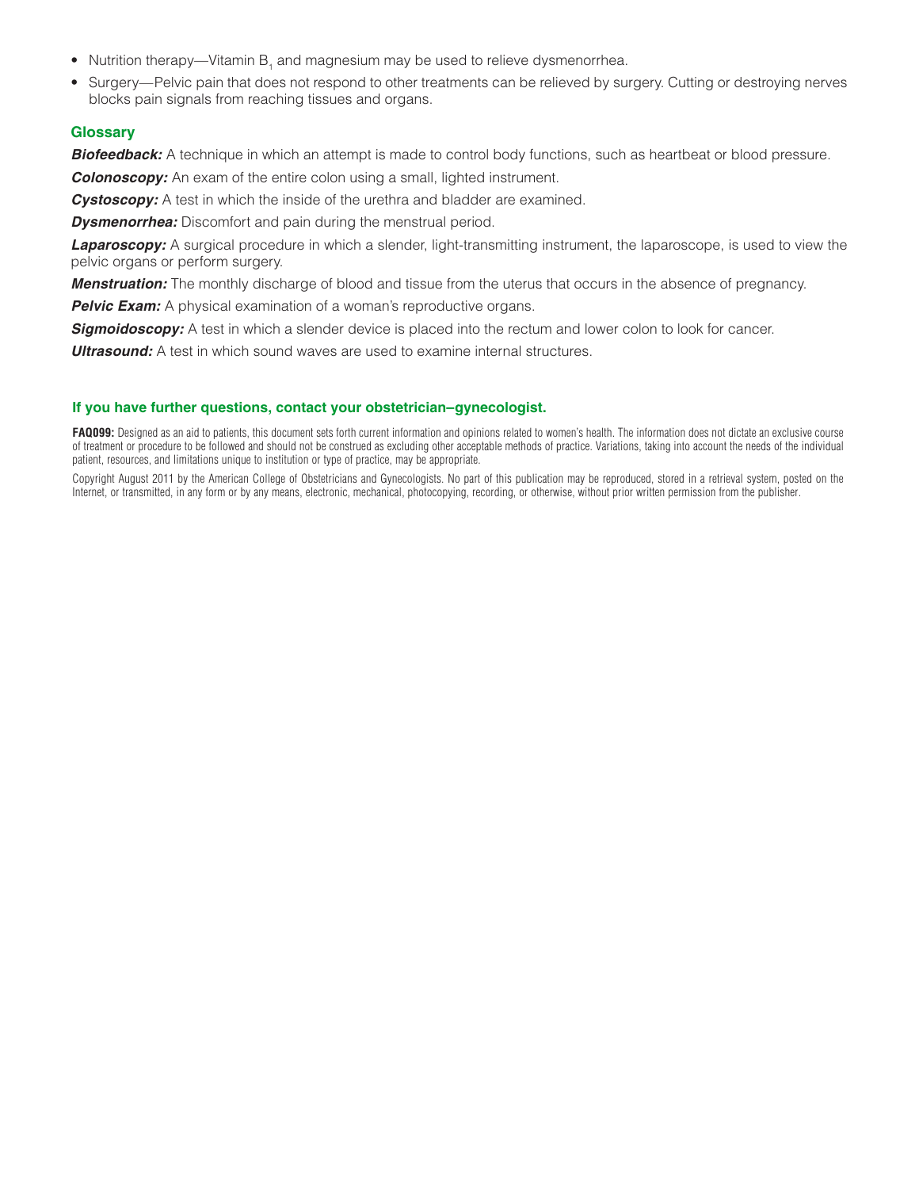- Nutrition therapy—Vitamin $B_1$ and magnesium may be used to relieve dysmenorrhea.
- Surgery—Pelvic pain that does not respond to other treatments can be relieved by surgery. Cutting or destroying nerves blocks pain signals from reaching tissues and organs.

## Glossary

***Biofeedback:*** A technique in which an attempt is made to control body functions, such as heartbeat or blood pressure.

***Colonoscopy:*** An exam of the entire colon using a small, lighted instrument.

***Cystoscopy:*** A test in which the inside of the urethra and bladder are examined.

***Dysmenorrhea:*** Discomfort and pain during the menstrual period.

***Laparoscopy:*** A surgical procedure in which a slender, light-transmitting instrument, the laparoscope, is used to view the pelvic organs or perform surgery.

***Menstruation:*** The monthly discharge of blood and tissue from the uterus that occurs in the absence of pregnancy.

***Pelvic Exam:*** A physical examination of a woman's reproductive organs.

***Sigmoidoscopy:*** A test in which a slender device is placed into the rectum and lower colon to look for cancer.

***Ultrasound:*** A test in which sound waves are used to examine internal structures.

**If you have further questions, contact your obstetrician–gynecologist.**

**FAQ099:** Designed as an aid to patients, this document sets forth current information and opinions related to women's health. The information does not dictate an exclusive course of treatment or procedure to be followed and should not be construed as excluding other acceptable methods of practice. Variations, taking into account the needs of the individual patient, resources, and limitations unique to institution or type of practice, may be appropriate.

Copyright August 2011 by the American College of Obstetricians and Gynecologists. No part of this publication may be reproduced, stored in a retrieval system, posted on the Internet, or transmitted, in any form or by any means, electronic, mechanical, photocopying, recording, or otherwise, without prior written permission from the publisher.